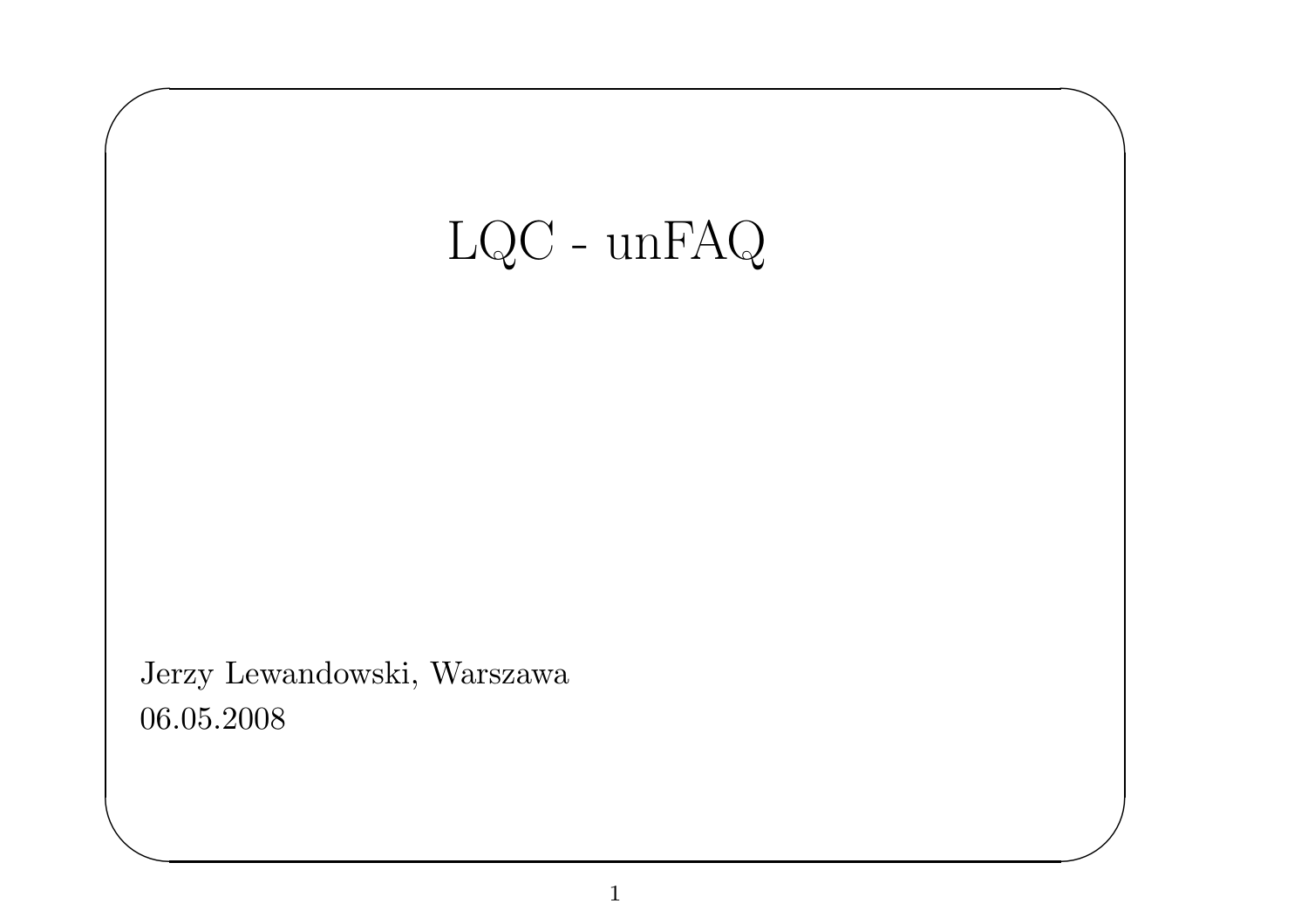# LQC - unFAQ

Jerzy Lewandowski, Warszawa
06.05.2008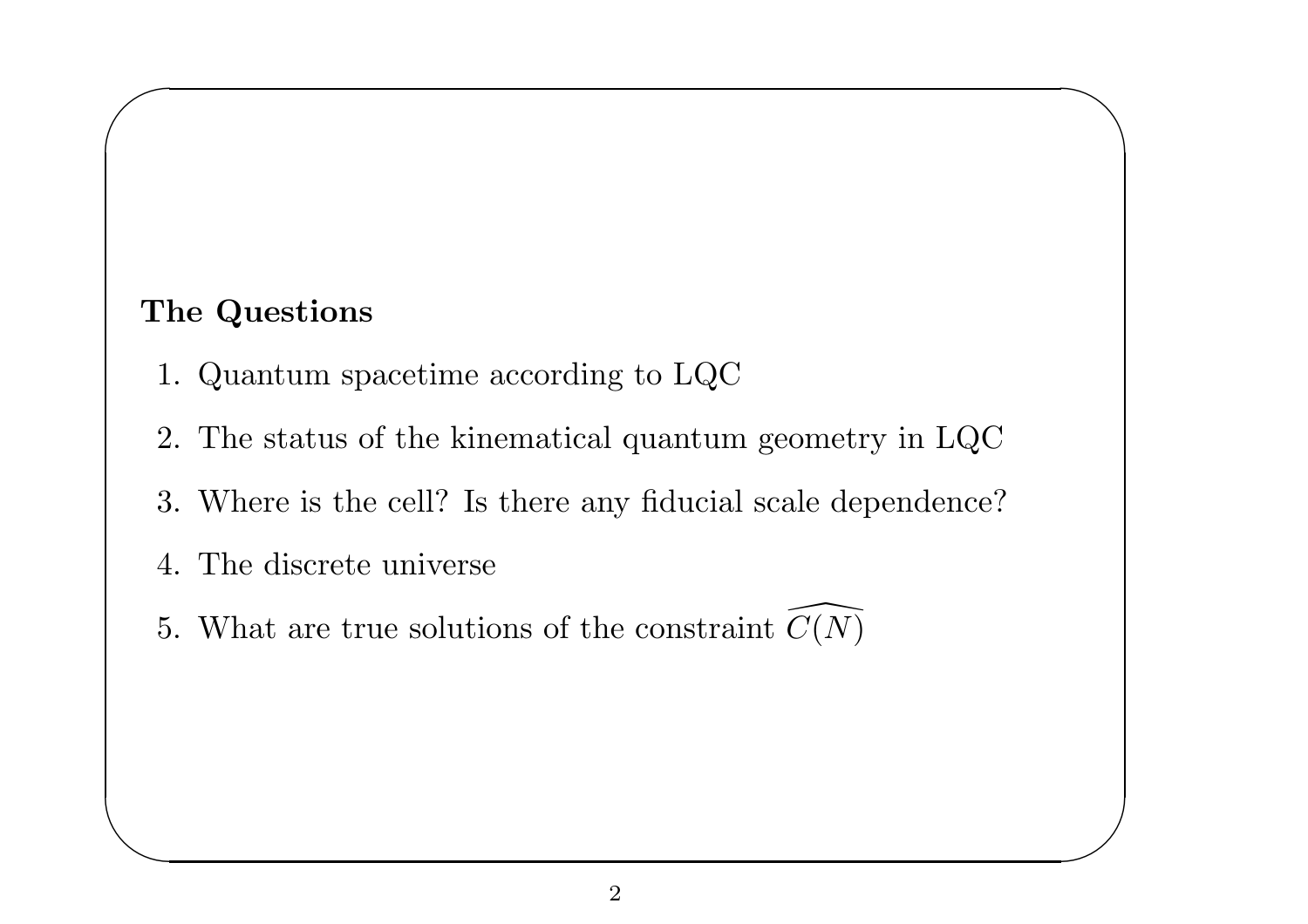**The Questions**

1. Quantum spacetime according to LQC
2. The status of the kinematical quantum geometry in LQC
3. Where is the cell? Is there any fiducial scale dependence?
4. The discrete universe
5. What are true solutions of the constraint $\widehat{C(N)}$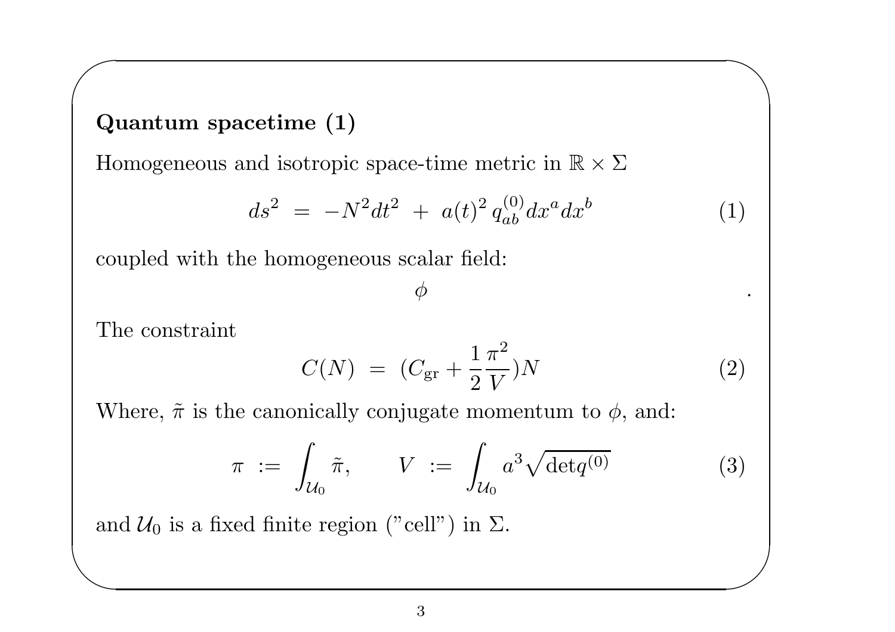## Quantum spacetime (1)

Homogeneous and isotropic space-time metric in $\mathbb{R} \times \Sigma$

$$ds^2 \;=\; -N^2 dt^2 \;+\; a(t)^2\, q^{(0)}_{ab} dx^a dx^b \tag{1}$$

coupled with the homogeneous scalar field:

$$\phi \quad .$$

The constraint

$$C(N) \;=\; (C_{\rm gr} + \frac{1}{2}\frac{\pi^2}{V})N \tag{2}$$

Where, $\tilde{\pi}$ is the canonically conjugate momentum to $\phi$, and:

$$\pi \;:=\; \int_{\mathcal{U}_0} \tilde{\pi}, \qquad V \;:=\; \int_{\mathcal{U}_0} a^3 \sqrt{\det q^{(0)}} \tag{3}$$

and $\mathcal{U}_0$ is a fixed finite region ("cell") in $\Sigma$.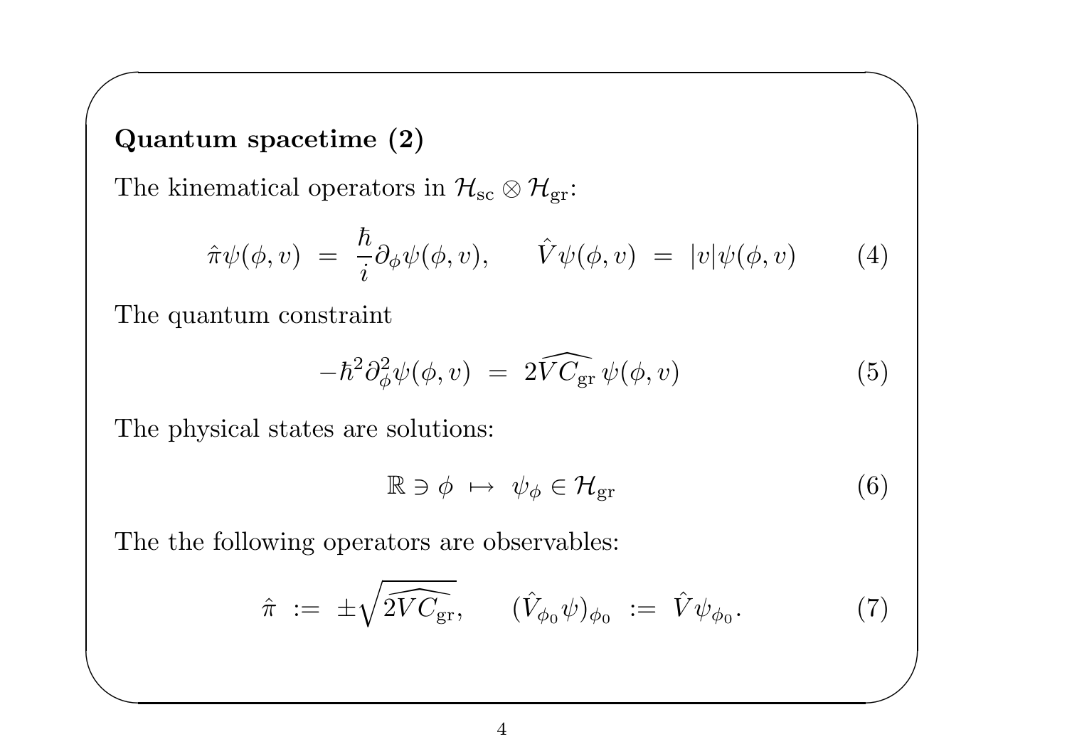## Quantum spacetime (2)

The kinematical operators in $\mathcal{H}_{\rm sc} \otimes \mathcal{H}_{\rm gr}$:

$$\hat{\pi}\psi(\phi, v) \ = \ \frac{\hbar}{i}\partial_\phi \psi(\phi, v), \qquad \hat{V}\psi(\phi, v) \ = \ |v|\psi(\phi, v) \tag{4}$$

The quantum constraint

$$-\hbar^2 \partial_\phi^2 \psi(\phi, v) \ = \ 2\widehat{VC_{\rm gr}}\,\psi(\phi, v) \tag{5}$$

The physical states are solutions:

$$\mathbb{R} \ni \phi \ \mapsto \ \psi_\phi \in \mathcal{H}_{\rm gr} \tag{6}$$

The the following operators are observables:

$$\hat{\pi} \ := \ \pm\sqrt{\widehat{2VC_{\rm gr}}}, \qquad (\hat{V}_{\phi_0}\psi)_{\phi_0} \ := \ \hat{V}\psi_{\phi_0}. \tag{7}$$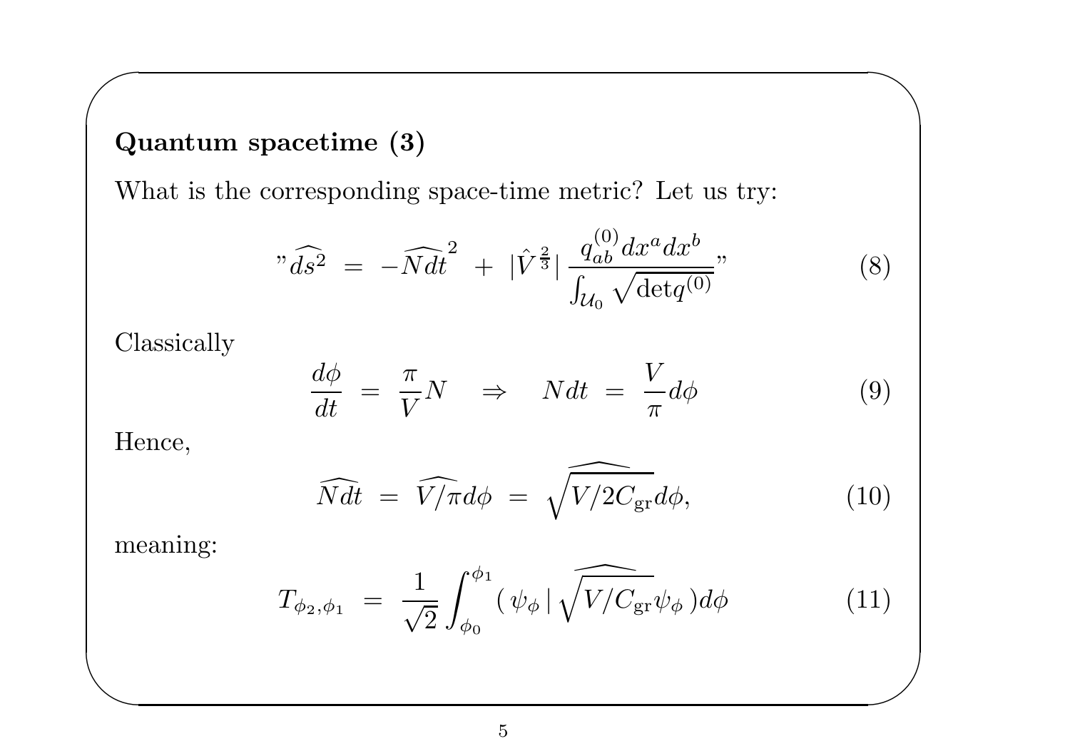## Quantum spacetime (3)

What is the corresponding space-time metric? Let us try:

$$
\text{"}\widehat{ds^2} \;=\; -\widehat{Ndt}^{\,2} \;+\; |\hat{V}^{\frac{2}{3}}| \, \frac{q^{(0)}_{ab} dx^a dx^b}{\int_{\mathcal{U}_0} \sqrt{\det q^{(0)}}}\text{"} \tag{8}
$$

Classically

$$
\frac{d\phi}{dt} \;=\; \frac{\pi}{V} N \quad \Rightarrow \quad Ndt \;=\; \frac{V}{\pi} d\phi \tag{9}
$$

Hence,

$$
\widehat{Ndt} \;=\; \widehat{V/\pi} d\phi \;=\; \sqrt{\widehat{V/2C_{\rm gr}}} d\phi, \tag{10}
$$

meaning:

$$
T_{\phi_2,\phi_1} \;=\; \frac{1}{\sqrt{2}} \int_{\phi_0}^{\phi_1} (\, \psi_\phi \,|\, \sqrt{\widehat{V/C_{\rm gr}}} \psi_\phi \,) d\phi \tag{11}
$$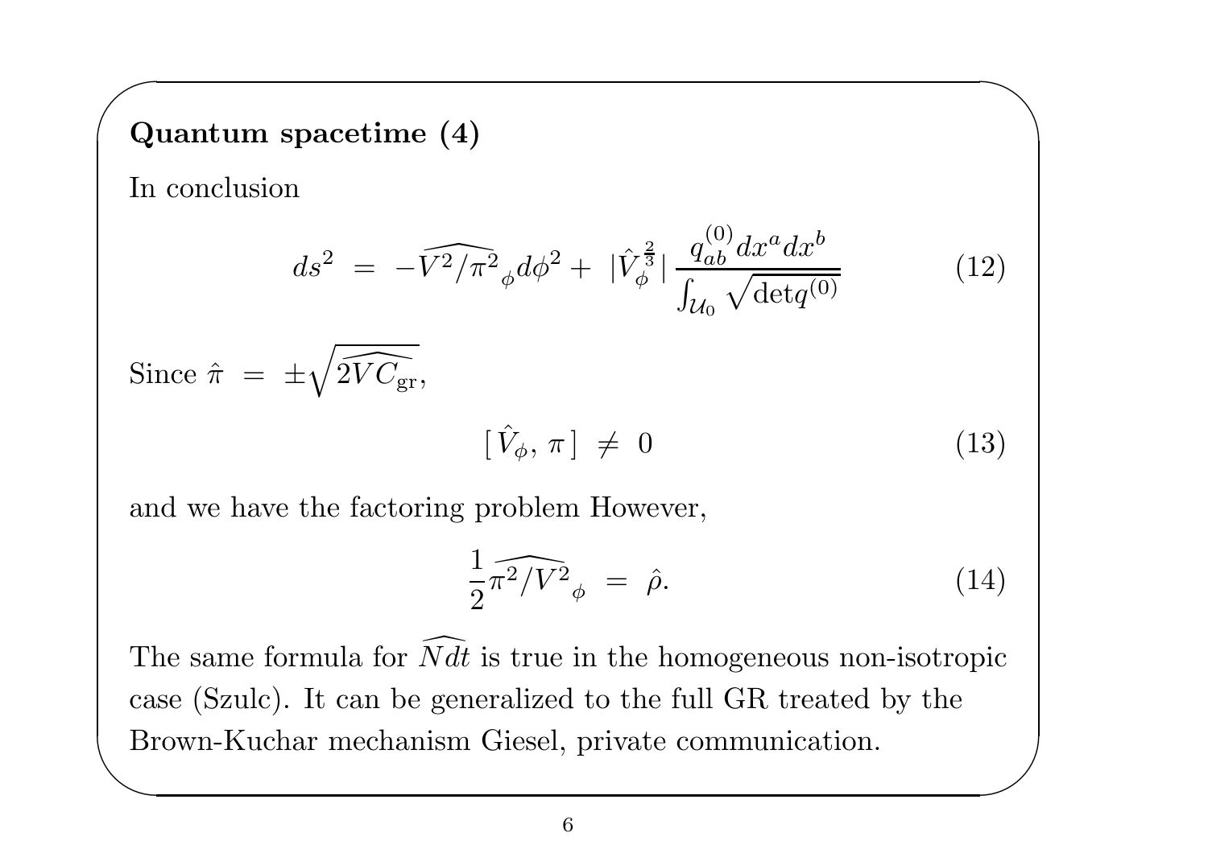## Quantum spacetime (4)

In conclusion

$$ds^2 \;=\; -\widehat{V^2/\pi^2}_{\phi} d\phi^2 + \;|\hat{V}_{\phi}^{\frac{2}{3}}|\, \frac{q^{(0)}_{ab}\, dx^a dx^b}{\int_{\mathcal{U}_0} \sqrt{\det q^{(0)}}} \tag{12}$$

Since $\hat{\pi} \;=\; \pm\sqrt{\widehat{2VC_{\rm gr}}}$,

$$[\, \hat{V}_{\phi},\, \pi \,] \;\neq\; 0 \tag{13}$$

and we have the factoring problem However,

$$\frac{1}{2}\widehat{\pi^2/V^2}_{\phi} \;=\; \hat{\rho}. \tag{14}$$

The same formula for $\widehat{Ndt}$ is true in the homogeneous non-isotropic case (Szulc). It can be generalized to the full GR treated by the Brown-Kuchar mechanism Giesel, private communication.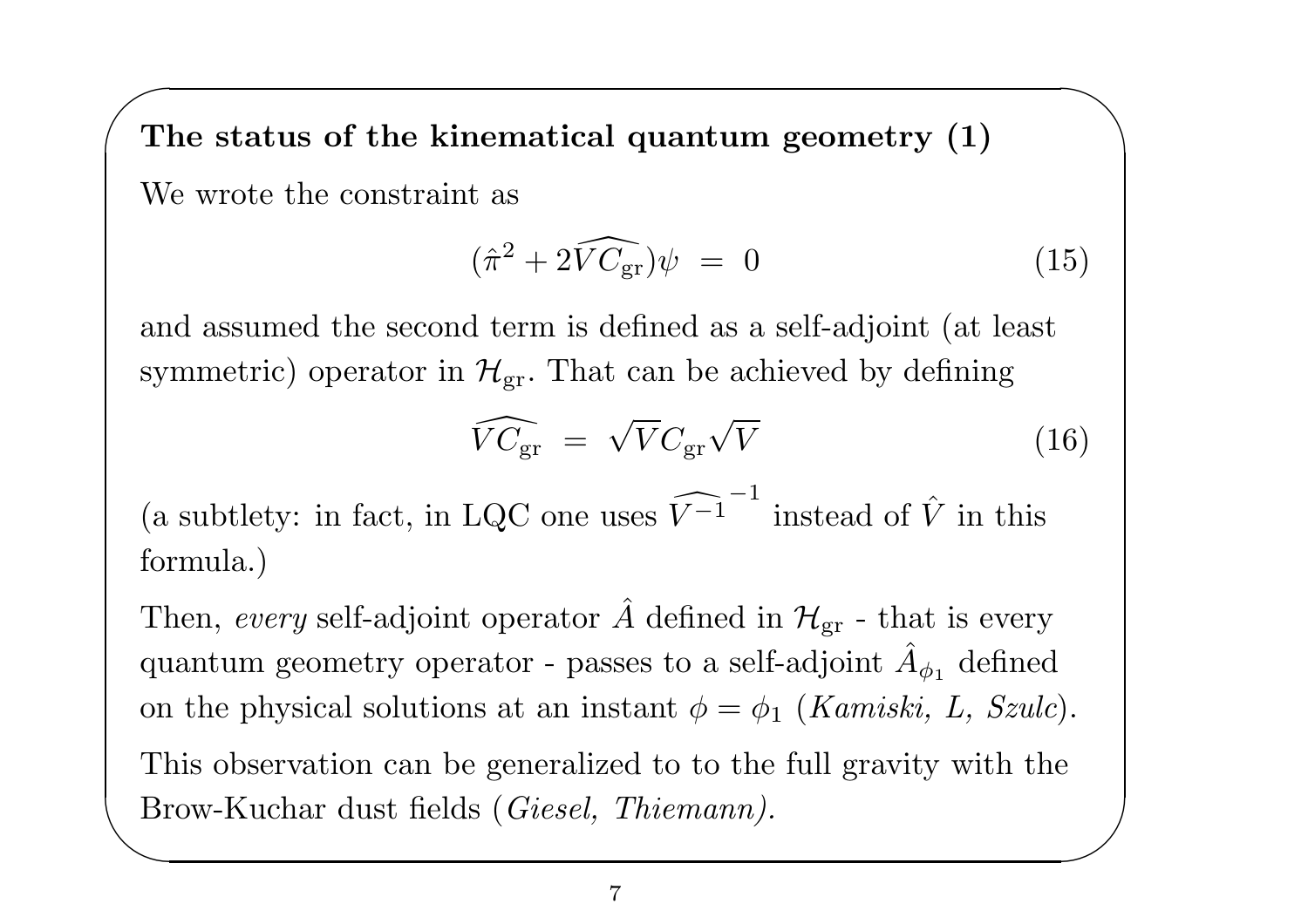**The status of the kinematical quantum geometry (1)**

We wrote the constraint as

$$(\hat{\pi}^2 + 2\widehat{VC_{\mathrm{gr}}})\psi \;=\; 0 \tag{15}$$

and assumed the second term is defined as a self-adjoint (at least symmetric) operator in $\mathcal{H}_{\mathrm{gr}}$. That can be achieved by defining

$$\widehat{VC_{\mathrm{gr}}} \;=\; \sqrt{V}C_{\mathrm{gr}}\sqrt{V} \tag{16}$$

(a subtlety: in fact, in LQC one uses $\widehat{V^{-1}}^{-1}$ instead of $\hat{V}$ in this formula.)

Then, *every* self-adjoint operator $\hat{A}$ defined in $\mathcal{H}_{\mathrm{gr}}$ - that is every quantum geometry operator - passes to a self-adjoint $\hat{A}_{\phi_1}$ defined on the physical solutions at an instant $\phi = \phi_1$ (*Kamiski, L, Szulc*).

This observation can be generalized to to the full gravity with the Brow-Kuchar dust fields (*Giesel, Thiemann).*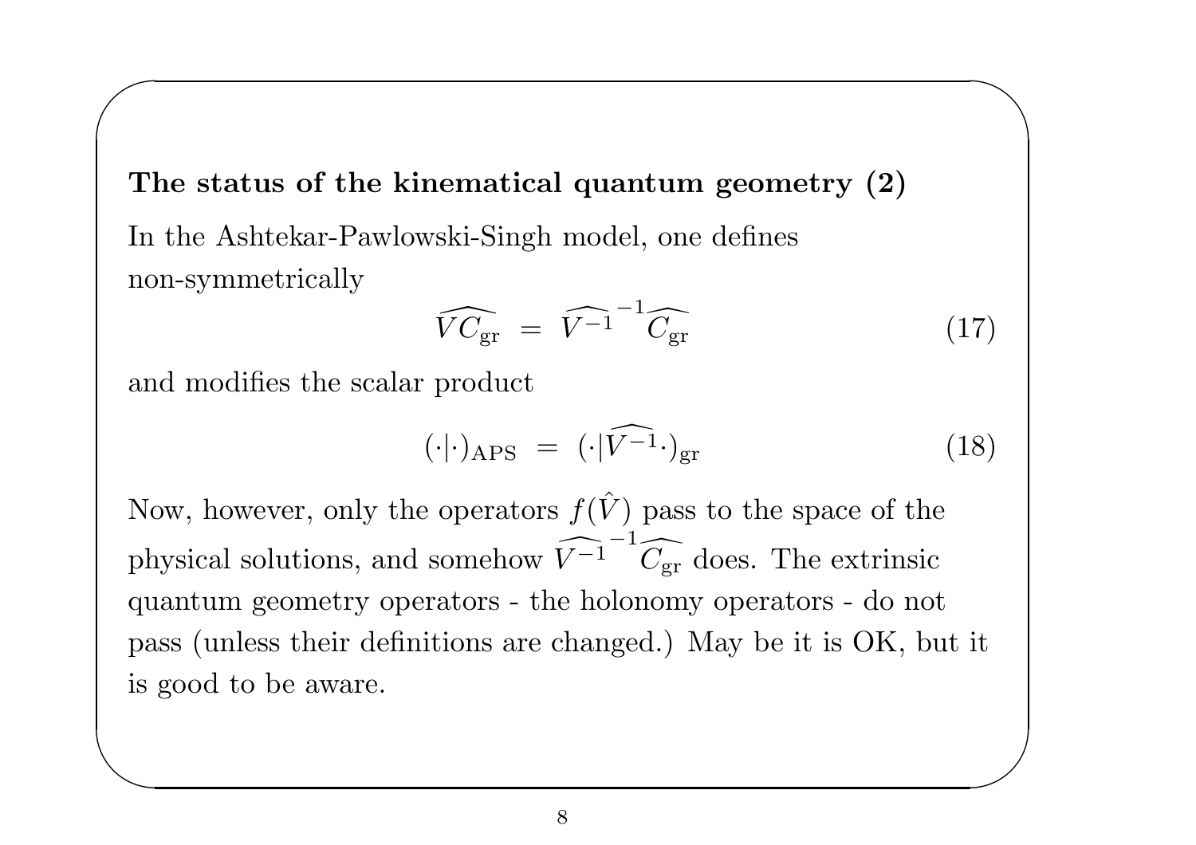**The status of the kinematical quantum geometry (2)**

In the Ashtekar-Pawlowski-Singh model, one defines non-symmetrically

$$\widehat{VC_{\rm gr}} \;=\; \widehat{V^{-1}}^{\,-1}\widehat{C_{\rm gr}} \tag{17}$$

and modifies the scalar product

$$(\cdot|\cdot)_{\rm APS} \;=\; (\cdot|\widehat{V^{-1}}\cdot)_{\rm gr} \tag{18}$$

Now, however, only the operators $f(\hat{V})$ pass to the space of the physical solutions, and somehow $\widehat{V^{-1}}^{\,-1}\widehat{C_{\rm gr}}$ does. The extrinsic quantum geometry operators - the holonomy operators - do not pass (unless their definitions are changed.) May be it is OK, but it is good to be aware.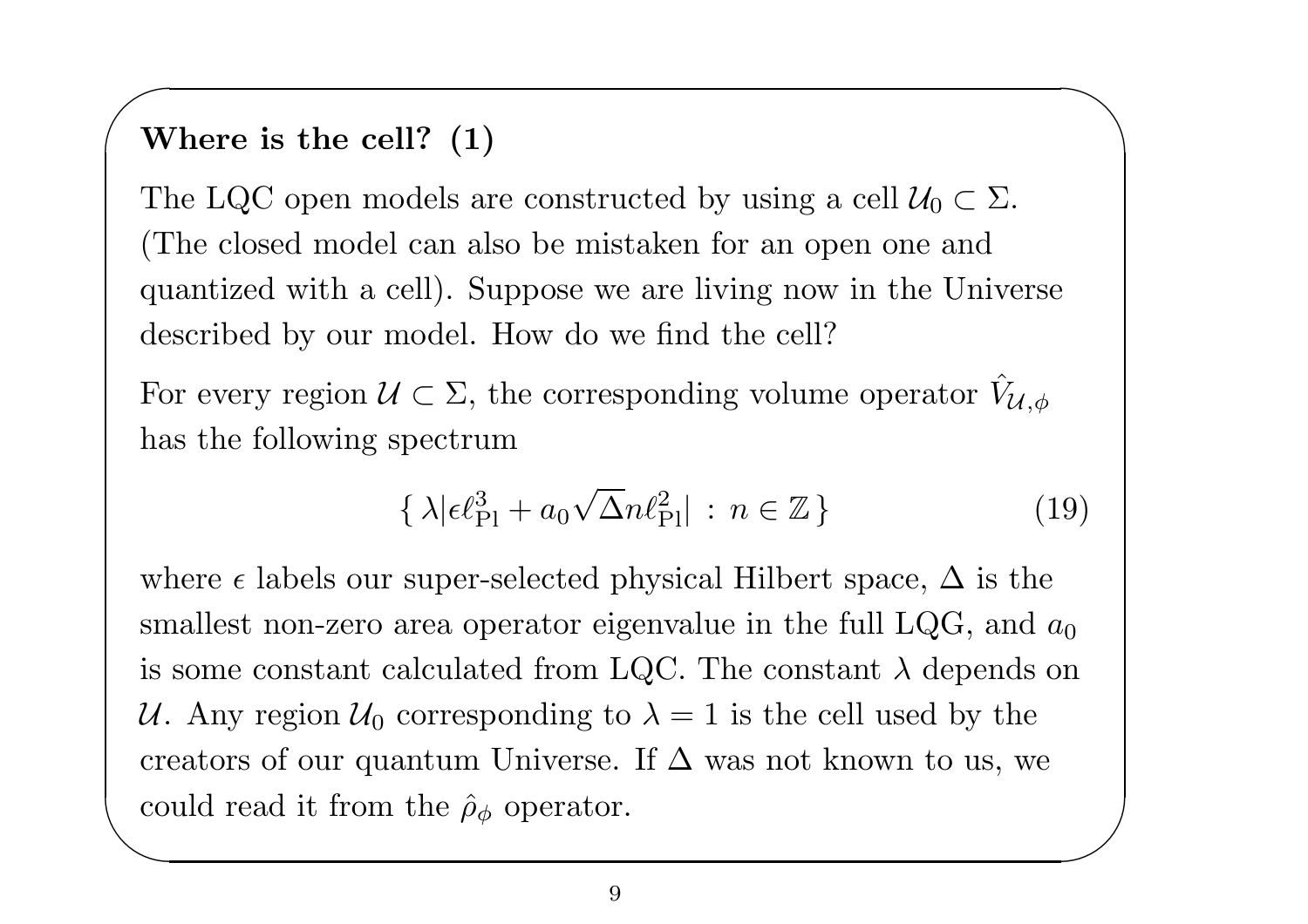## Where is the cell? (1)

The LQC open models are constructed by using a cell $\mathcal{U}_0 \subset \Sigma$. (The closed model can also be mistaken for an open one and quantized with a cell). Suppose we are living now in the Universe described by our model. How do we find the cell?

For every region $\mathcal{U} \subset \Sigma$, the corresponding volume operator $\hat{V}_{\mathcal{U},\phi}$ has the following spectrum

$$\{\, \lambda|\epsilon\ell_{\rm Pl}^3 + a_0\sqrt{\Delta}n\ell_{\rm Pl}^2| \,:\, n \in \mathbb{Z}\,\} \tag{19}$$

where $\epsilon$ labels our super-selected physical Hilbert space, $\Delta$ is the smallest non-zero area operator eigenvalue in the full LQG, and $a_0$ is some constant calculated from LQC. The constant $\lambda$ depends on $\mathcal{U}$. Any region $\mathcal{U}_0$ corresponding to $\lambda = 1$ is the cell used by the creators of our quantum Universe. If $\Delta$ was not known to us, we could read it from the $\hat{\rho}_\phi$ operator.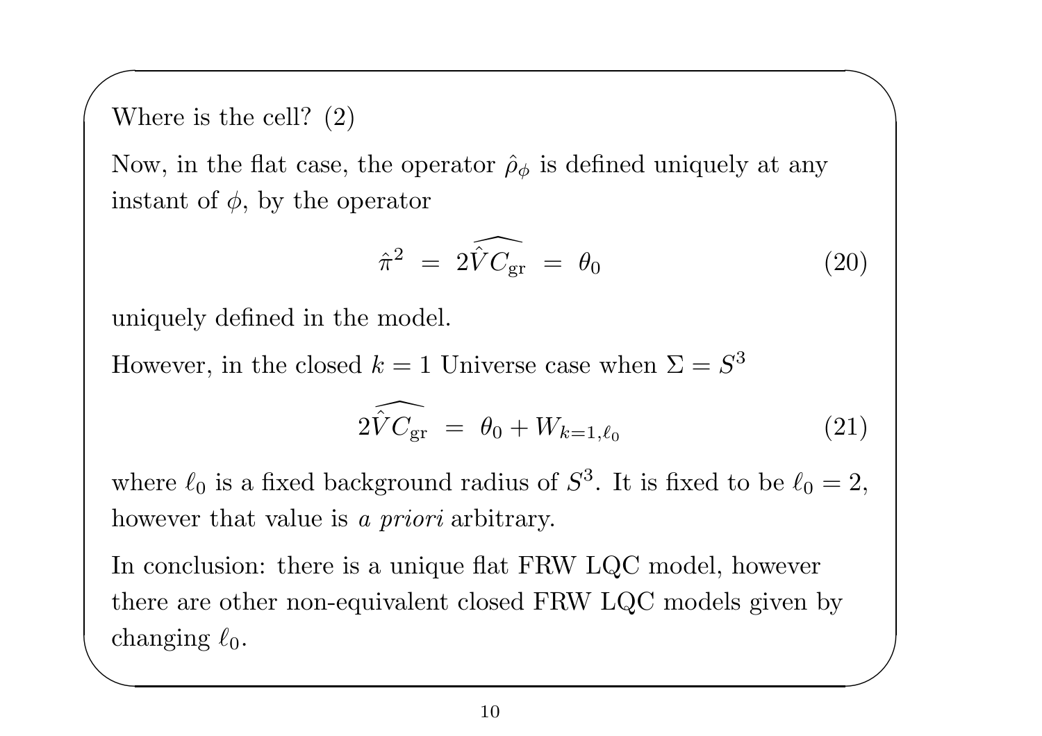## Where is the cell? (2)

Now, in the flat case, the operator $\hat{\rho}_\phi$ is defined uniquely at any instant of $\phi$, by the operator

$$\hat{\pi}^2 \;=\; 2\widehat{\hat{V}C_{\rm gr}} \;=\; \theta_0 \tag{20}$$

uniquely defined in the model.

However, in the closed $k = 1$ Universe case when $\Sigma = S^3$

$$2\widehat{\hat{V}C_{\rm gr}} \;=\; \theta_0 + W_{k=1,\ell_0} \tag{21}$$

where $\ell_0$ is a fixed background radius of $S^3$. It is fixed to be $\ell_0 = 2$, however that value is *a priori* arbitrary.

In conclusion: there is a unique flat FRW LQC model, however there are other non-equivalent closed FRW LQC models given by changing $\ell_0$.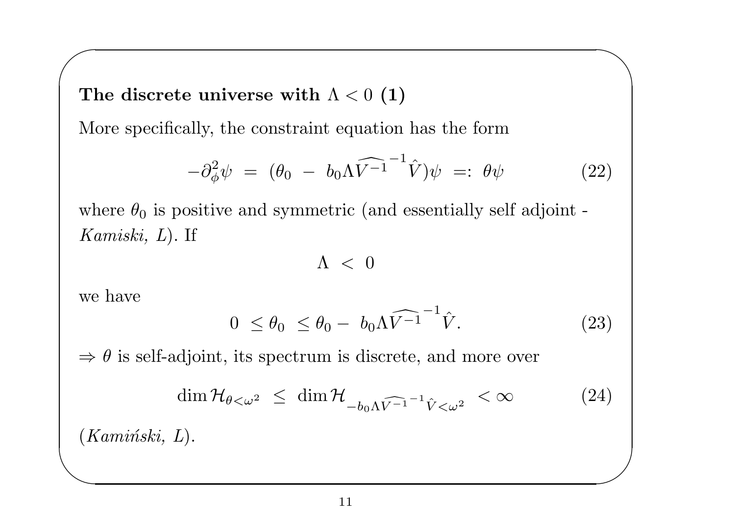**The discrete universe with $\Lambda < 0$ (1)**

More specifically, the constraint equation has the form

$$-\partial_\phi^2 \psi \;=\; (\theta_0 \;-\; b_0 \Lambda \widehat{V^{-1}}^{-1} \hat{V})\psi \;=:\; \theta\psi \tag{22}$$

where $\theta_0$ is positive and symmetric (and essentially self adjoint - *Kamiski, L*). If

$$\Lambda \;<\; 0$$

we have

$$0 \;\leq \theta_0 \;\leq \theta_0 - \; b_0 \Lambda \widehat{V^{-1}}^{-1} \hat{V}. \tag{23}$$

$\Rightarrow$ $\theta$ is self-adjoint, its spectrum is discrete, and more over

$$\dim \mathcal{H}_{\theta < \omega^2} \;\leq\; \dim \mathcal{H}_{-b_0 \Lambda \widehat{V^{-1}}^{-1} \hat{V} < \omega^2} \;< \infty \tag{24}$$

(*Kamiński, L*).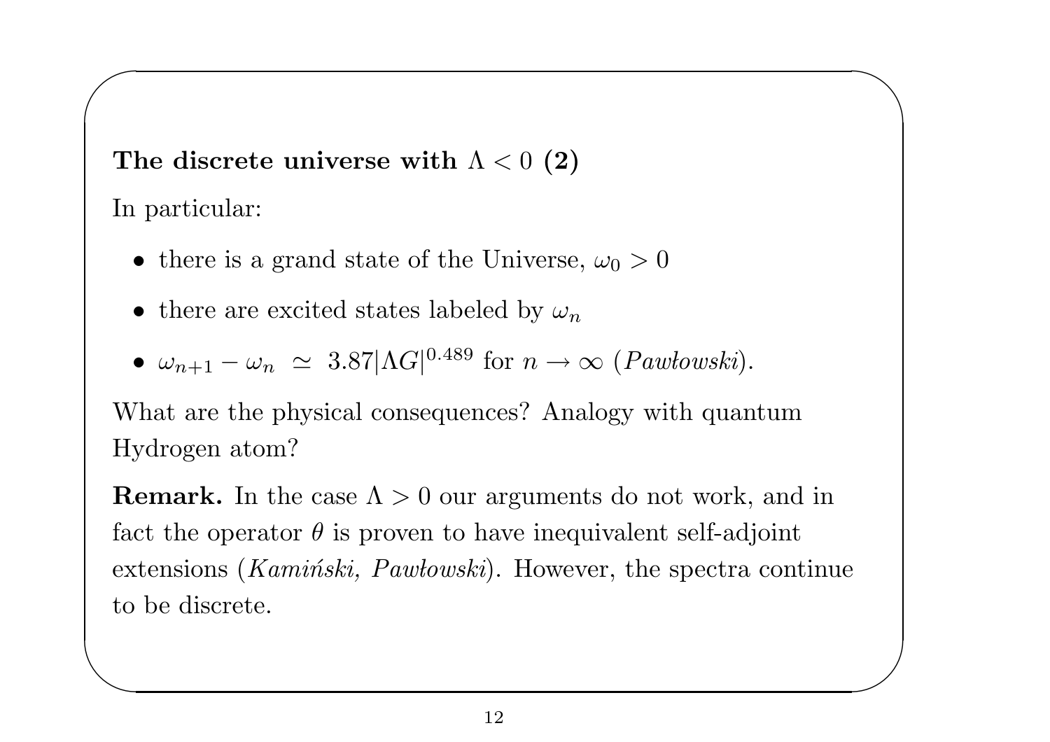## The discrete universe with $\Lambda < 0$ (2)

In particular:

- there is a grand state of the Universe, $\omega_0 > 0$
- there are excited states labeled by $\omega_n$
- $\omega_{n+1} - \omega_n \simeq 3.87|\Lambda G|^{0.489}$ for $n \to \infty$ (*Pawłowski*).

What are the physical consequences? Analogy with quantum Hydrogen atom?

**Remark.** In the case $\Lambda > 0$ our arguments do not work, and in fact the operator $\theta$ is proven to have inequivalent self-adjoint extensions (*Kamiński, Pawłowski*). However, the spectra continue to be discrete.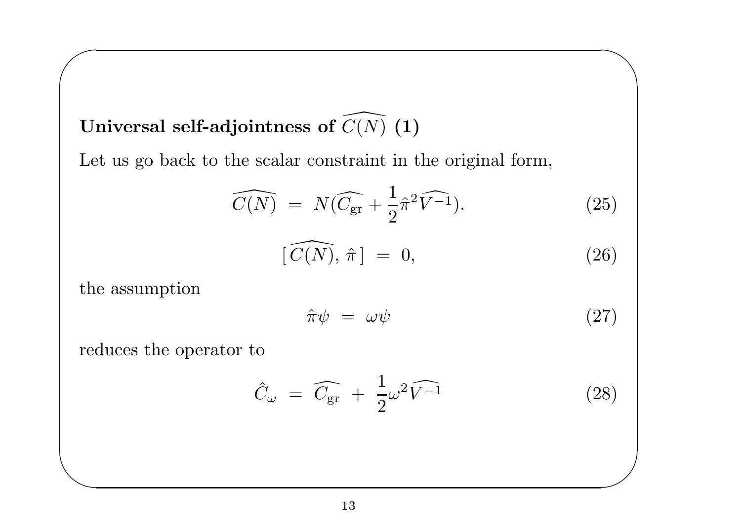### Universal self-adjointness of $\widehat{C(N)}$ (1)

Let us go back to the scalar constraint in the original form,

$$\widehat{C(N)} \; = \; N(\widehat{C_{\rm gr}} + \frac{1}{2}\hat{\pi}^2\widehat{V^{-1}}). \tag{25}$$

$$[\, \widehat{C(N)},\, \hat{\pi}\,] \; = \; 0, \tag{26}$$

the assumption

$$\hat{\pi}\psi \; = \; \omega\psi \tag{27}$$

reduces the operator to

$$\hat{C}_\omega \; = \; \widehat{C_{\rm gr}} \; + \; \frac{1}{2}\omega^2\widehat{V^{-1}} \tag{28}$$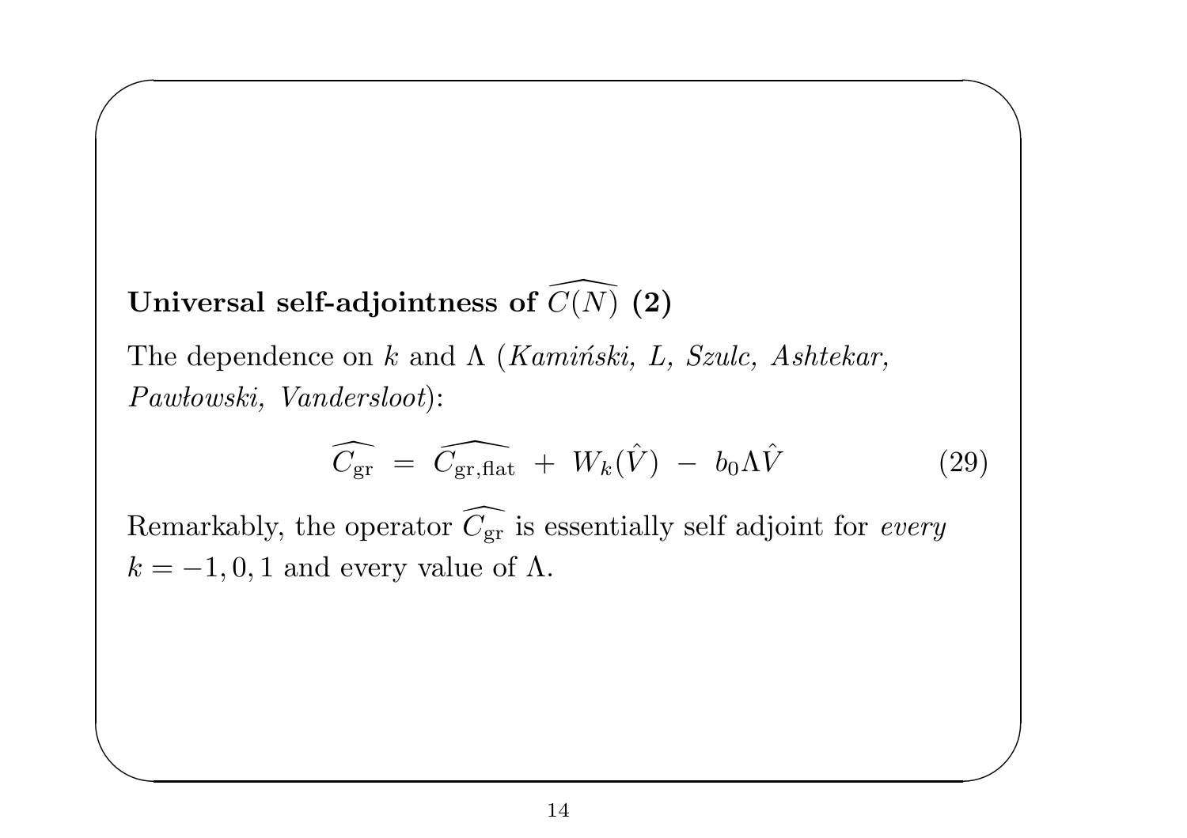**Universal self-adjointness of $\widehat{C(N)}$ (2)**

The dependence on $k$ and $\Lambda$ (*Kamiński, L, Szulc, Ashtekar, Pawłowski, Vandersloot*):

$$\widehat{C_{\rm gr}} \;=\; \widehat{C_{\rm gr,flat}} \;+\; W_k(\hat{V}) \;-\; b_0\Lambda\hat{V} \tag{29}$$

Remarkably, the operator $\widehat{C_{\rm gr}}$ is essentially self adjoint for *every* $k = -1, 0, 1$ and every value of $\Lambda$.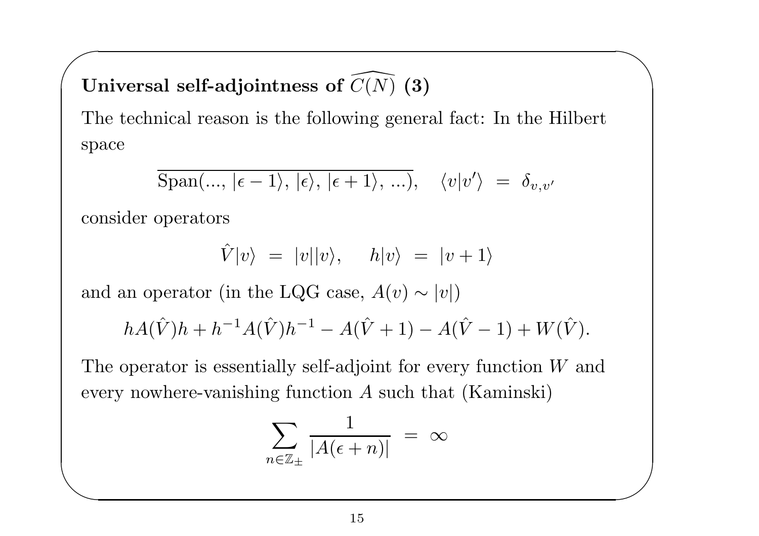## Universal self-adjointness of $\widehat{C(N)}$ (3)

The technical reason is the following general fact: In the Hilbert space

$$\overline{\mathrm{Span}(..., |\epsilon - 1\rangle, |\epsilon\rangle, |\epsilon + 1\rangle, ...)}, \quad \langle v|v'\rangle \ = \ \delta_{v,v'}$$

consider operators

$$\hat{V}|v\rangle \ = \ |v||v\rangle, \quad h|v\rangle \ = \ |v + 1\rangle$$

and an operator (in the LQG case, $A(v) \sim |v|$)

$$hA(\hat{V})h + h^{-1}A(\hat{V})h^{-1} - A(\hat{V} + 1) - A(\hat{V} - 1) + W(\hat{V}).$$

The operator is essentially self-adjoint for every function $W$ and every nowhere-vanishing function $A$ such that (Kaminski)

$$\sum_{n \in \mathbb{Z}_\pm} \frac{1}{|A(\epsilon + n)|} \ = \ \infty$$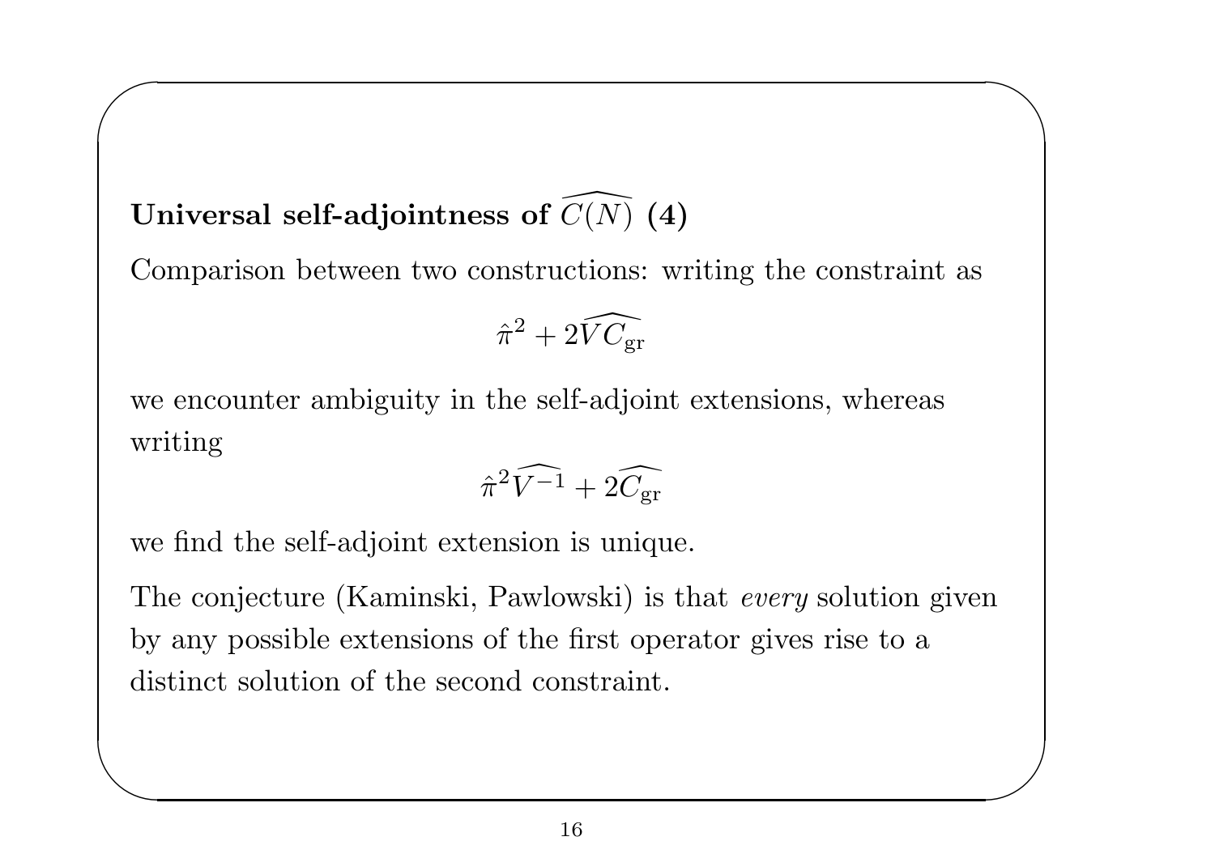## Universal self-adjointness of $\widehat{C(N)}$ (4)

Comparison between two constructions: writing the constraint as

$$\hat{\pi}^2 + 2\widehat{VC_{\text{gr}}}$$

we encounter ambiguity in the self-adjoint extensions, whereas writing

$$\hat{\pi}^2\widehat{V^{-1}} + 2\widehat{C_{\text{gr}}}$$

we find the self-adjoint extension is unique.

The conjecture (Kaminski, Pawlowski) is that *every* solution given by any possible extensions of the first operator gives rise to a distinct solution of the second constraint.